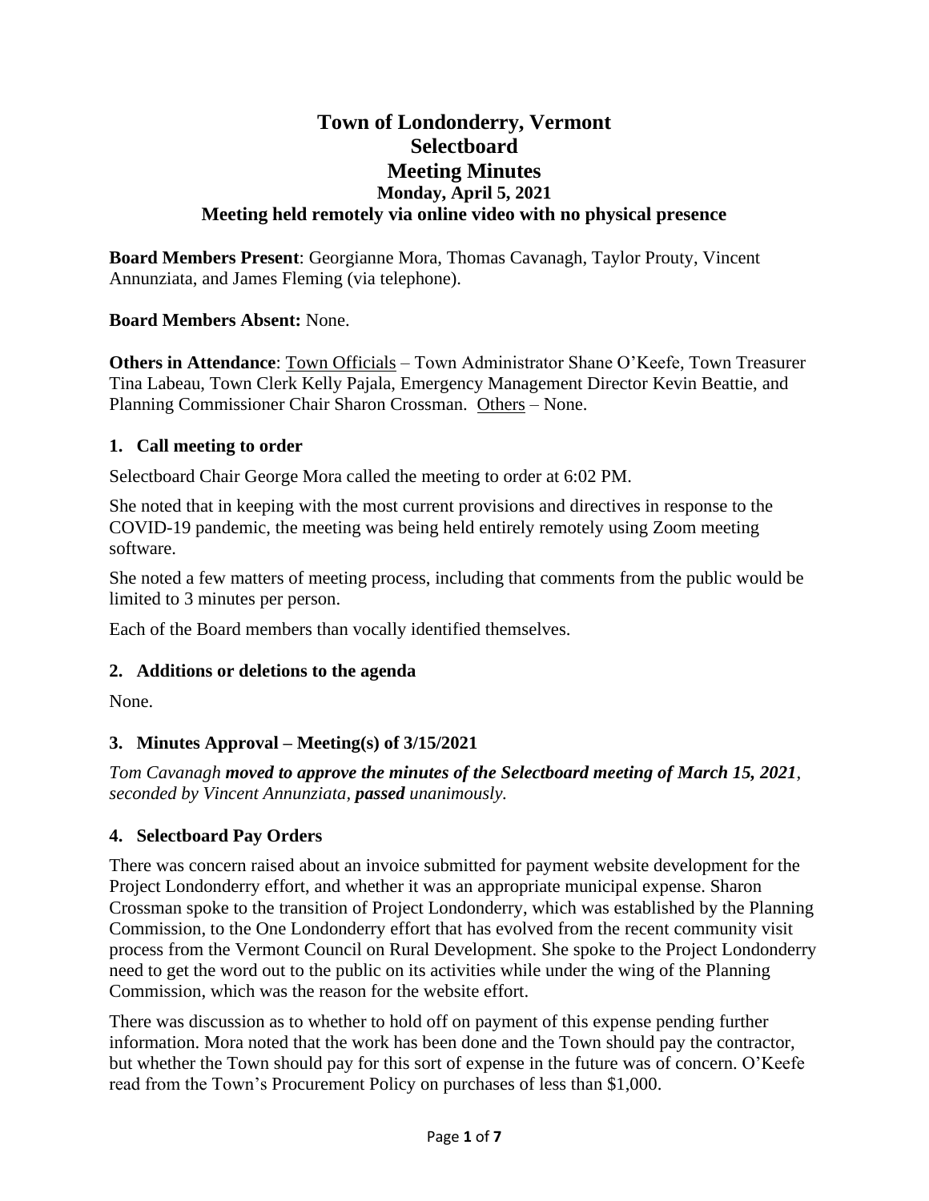# Town of Londonderry, Vermont
# Selectboard
# Meeting Minutes
### Monday, April 5, 2021
### Meeting held remotely via online video with no physical presence

**Board Members Present**: Georgianne Mora, Thomas Cavanagh, Taylor Prouty, Vincent Annunziata, and James Fleming (via telephone).

**Board Members Absent:** None.

**Others in Attendance**: Town Officials – Town Administrator Shane O'Keefe, Town Treasurer Tina Labeau, Town Clerk Kelly Pajala, Emergency Management Director Kevin Beattie, and Planning Commissioner Chair Sharon Crossman. Others – None.

## 1. Call meeting to order

Selectboard Chair George Mora called the meeting to order at 6:02 PM.

She noted that in keeping with the most current provisions and directives in response to the COVID-19 pandemic, the meeting was being held entirely remotely using Zoom meeting software.

She noted a few matters of meeting process, including that comments from the public would be limited to 3 minutes per person.

Each of the Board members than vocally identified themselves.

## 2. Additions or deletions to the agenda

None.

## 3. Minutes Approval – Meeting(s) of 3/15/2021

*Tom Cavanagh **moved to approve the minutes of the Selectboard meeting of March 15, 2021**, seconded by Vincent Annunziata, **passed** unanimously.*

## 4. Selectboard Pay Orders

There was concern raised about an invoice submitted for payment website development for the Project Londonderry effort, and whether it was an appropriate municipal expense. Sharon Crossman spoke to the transition of Project Londonderry, which was established by the Planning Commission, to the One Londonderry effort that has evolved from the recent community visit process from the Vermont Council on Rural Development. She spoke to the Project Londonderry need to get the word out to the public on its activities while under the wing of the Planning Commission, which was the reason for the website effort.

There was discussion as to whether to hold off on payment of this expense pending further information. Mora noted that the work has been done and the Town should pay the contractor, but whether the Town should pay for this sort of expense in the future was of concern. O'Keefe read from the Town's Procurement Policy on purchases of less than $1,000.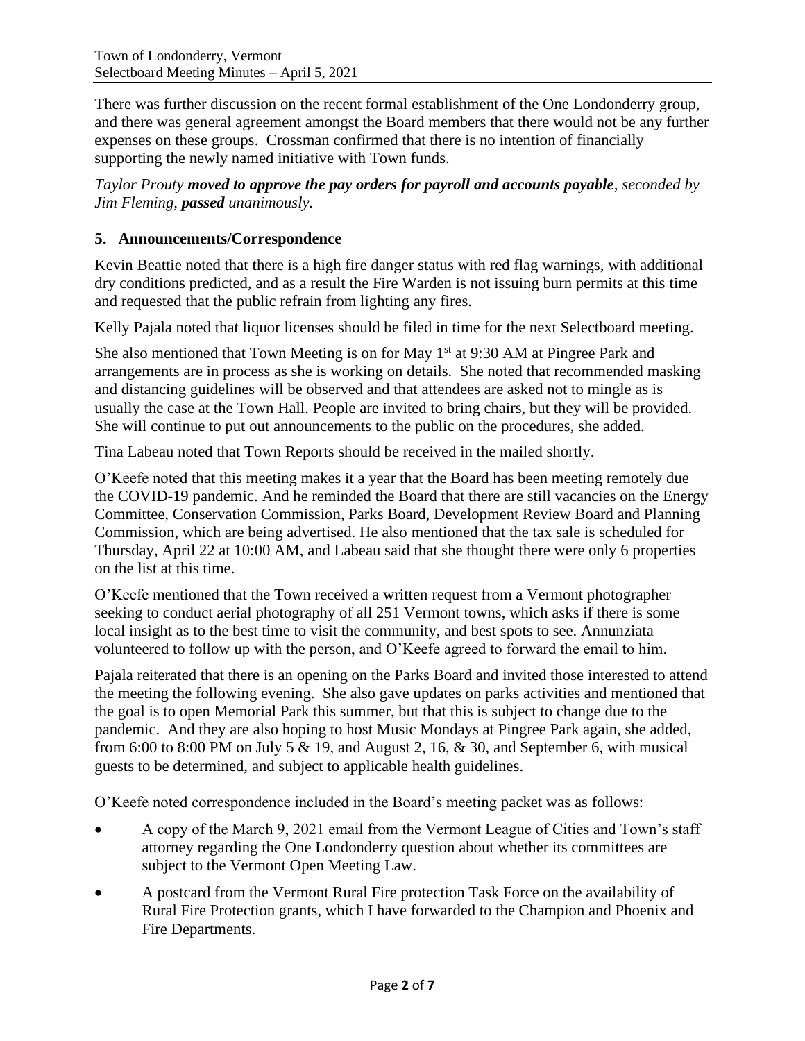There was further discussion on the recent formal establishment of the One Londonderry group, and there was general agreement amongst the Board members that there would not be any further expenses on these groups. Crossman confirmed that there is no intention of financially supporting the newly named initiative with Town funds.

*Taylor Prouty* ***moved to approve the pay orders for payroll and accounts payable****, seconded by Jim Fleming,* ***passed*** *unanimously.*

## 5. Announcements/Correspondence

Kevin Beattie noted that there is a high fire danger status with red flag warnings, with additional dry conditions predicted, and as a result the Fire Warden is not issuing burn permits at this time and requested that the public refrain from lighting any fires.

Kelly Pajala noted that liquor licenses should be filed in time for the next Selectboard meeting.

She also mentioned that Town Meeting is on for May 1st at 9:30 AM at Pingree Park and arrangements are in process as she is working on details. She noted that recommended masking and distancing guidelines will be observed and that attendees are asked not to mingle as is usually the case at the Town Hall. People are invited to bring chairs, but they will be provided. She will continue to put out announcements to the public on the procedures, she added.

Tina Labeau noted that Town Reports should be received in the mailed shortly.

O'Keefe noted that this meeting makes it a year that the Board has been meeting remotely due the COVID-19 pandemic. And he reminded the Board that there are still vacancies on the Energy Committee, Conservation Commission, Parks Board, Development Review Board and Planning Commission, which are being advertised. He also mentioned that the tax sale is scheduled for Thursday, April 22 at 10:00 AM, and Labeau said that she thought there were only 6 properties on the list at this time.

O'Keefe mentioned that the Town received a written request from a Vermont photographer seeking to conduct aerial photography of all 251 Vermont towns, which asks if there is some local insight as to the best time to visit the community, and best spots to see. Annunziata volunteered to follow up with the person, and O'Keefe agreed to forward the email to him.

Pajala reiterated that there is an opening on the Parks Board and invited those interested to attend the meeting the following evening. She also gave updates on parks activities and mentioned that the goal is to open Memorial Park this summer, but that this is subject to change due to the pandemic. And they are also hoping to host Music Mondays at Pingree Park again, she added, from 6:00 to 8:00 PM on July 5 & 19, and August 2, 16, & 30, and September 6, with musical guests to be determined, and subject to applicable health guidelines.

O'Keefe noted correspondence included in the Board's meeting packet was as follows:

- A copy of the March 9, 2021 email from the Vermont League of Cities and Town's staff attorney regarding the One Londonderry question about whether its committees are subject to the Vermont Open Meeting Law.
- A postcard from the Vermont Rural Fire protection Task Force on the availability of Rural Fire Protection grants, which I have forwarded to the Champion and Phoenix and Fire Departments.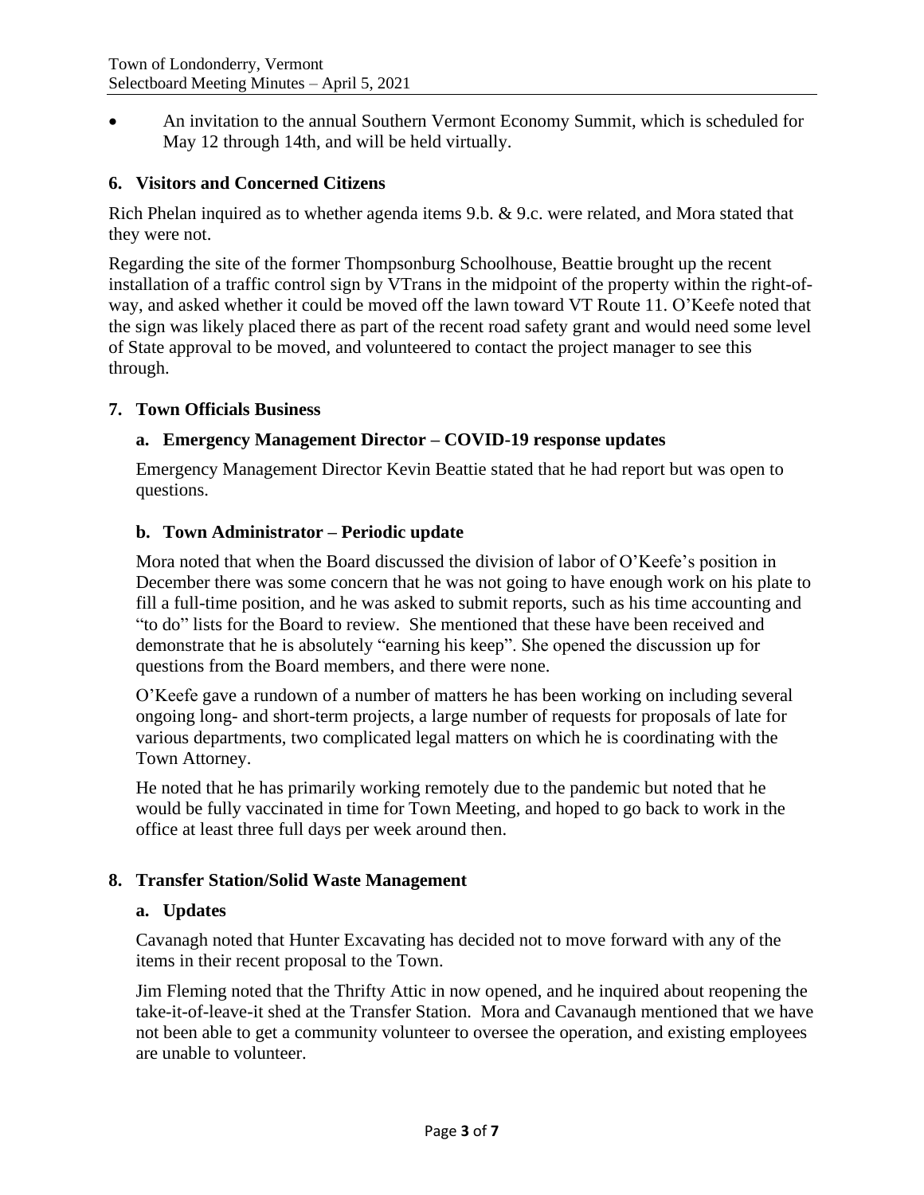- An invitation to the annual Southern Vermont Economy Summit, which is scheduled for May 12 through 14th, and will be held virtually.

### 6. Visitors and Concerned Citizens

Rich Phelan inquired as to whether agenda items 9.b. & 9.c. were related, and Mora stated that they were not.

Regarding the site of the former Thompsonburg Schoolhouse, Beattie brought up the recent installation of a traffic control sign by VTrans in the midpoint of the property within the right-of-way, and asked whether it could be moved off the lawn toward VT Route 11. O'Keefe noted that the sign was likely placed there as part of the recent road safety grant and would need some level of State approval to be moved, and volunteered to contact the project manager to see this through.

### 7. Town Officials Business

#### a. Emergency Management Director – COVID-19 response updates

Emergency Management Director Kevin Beattie stated that he had report but was open to questions.

#### b. Town Administrator – Periodic update

Mora noted that when the Board discussed the division of labor of O'Keefe's position in December there was some concern that he was not going to have enough work on his plate to fill a full-time position, and he was asked to submit reports, such as his time accounting and "to do" lists for the Board to review. She mentioned that these have been received and demonstrate that he is absolutely "earning his keep". She opened the discussion up for questions from the Board members, and there were none.

O'Keefe gave a rundown of a number of matters he has been working on including several ongoing long- and short-term projects, a large number of requests for proposals of late for various departments, two complicated legal matters on which he is coordinating with the Town Attorney.

He noted that he has primarily working remotely due to the pandemic but noted that he would be fully vaccinated in time for Town Meeting, and hoped to go back to work in the office at least three full days per week around then.

### 8. Transfer Station/Solid Waste Management

#### a. Updates

Cavanagh noted that Hunter Excavating has decided not to move forward with any of the items in their recent proposal to the Town.

Jim Fleming noted that the Thrifty Attic in now opened, and he inquired about reopening the take-it-of-leave-it shed at the Transfer Station. Mora and Cavanaugh mentioned that we have not been able to get a community volunteer to oversee the operation, and existing employees are unable to volunteer.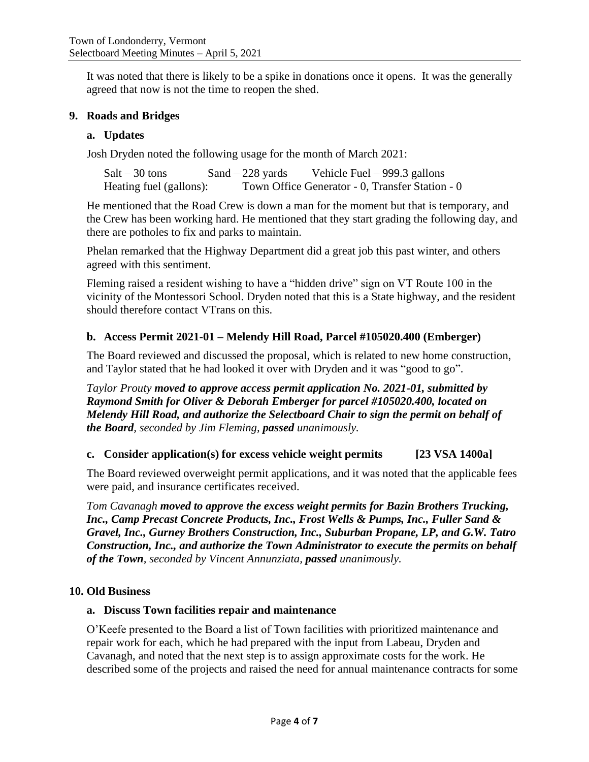It was noted that there is likely to be a spike in donations once it opens. It was the generally agreed that now is not the time to reopen the shed.

## 9. Roads and Bridges

### a. Updates

Josh Dryden noted the following usage for the month of March 2021:

Salt – 30 tons  Sand – 228 yards  Vehicle Fuel – 999.3 gallons
Heating fuel (gallons):  Town Office Generator - 0, Transfer Station - 0

He mentioned that the Road Crew is down a man for the moment but that is temporary, and the Crew has been working hard. He mentioned that they start grading the following day, and there are potholes to fix and parks to maintain.

Phelan remarked that the Highway Department did a great job this past winter, and others agreed with this sentiment.

Fleming raised a resident wishing to have a "hidden drive" sign on VT Route 100 in the vicinity of the Montessori School. Dryden noted that this is a State highway, and the resident should therefore contact VTrans on this.

### b. Access Permit 2021-01 – Melendy Hill Road, Parcel #105020.400 (Emberger)

The Board reviewed and discussed the proposal, which is related to new home construction, and Taylor stated that he had looked it over with Dryden and it was "good to go".

*Taylor Prouty* ***moved to approve access permit application No. 2021-01, submitted by Raymond Smith for Oliver & Deborah Emberger for parcel #105020.400, located on Melendy Hill Road, and authorize the Selectboard Chair to sign the permit on behalf of the Board****, seconded by Jim Fleming,* ***passed*** *unanimously.*

### c. Consider application(s) for excess vehicle weight permits [23 VSA 1400a]

The Board reviewed overweight permit applications, and it was noted that the applicable fees were paid, and insurance certificates received.

*Tom Cavanagh* ***moved to approve the excess weight permits for Bazin Brothers Trucking, Inc., Camp Precast Concrete Products, Inc., Frost Wells & Pumps, Inc., Fuller Sand & Gravel, Inc., Gurney Brothers Construction, Inc., Suburban Propane, LP, and G.W. Tatro Construction, Inc., and authorize the Town Administrator to execute the permits on behalf of the Town****, seconded by Vincent Annunziata,* ***passed*** *unanimously.*

## 10. Old Business

### a. Discuss Town facilities repair and maintenance

O'Keefe presented to the Board a list of Town facilities with prioritized maintenance and repair work for each, which he had prepared with the input from Labeau, Dryden and Cavanagh, and noted that the next step is to assign approximate costs for the work. He described some of the projects and raised the need for annual maintenance contracts for some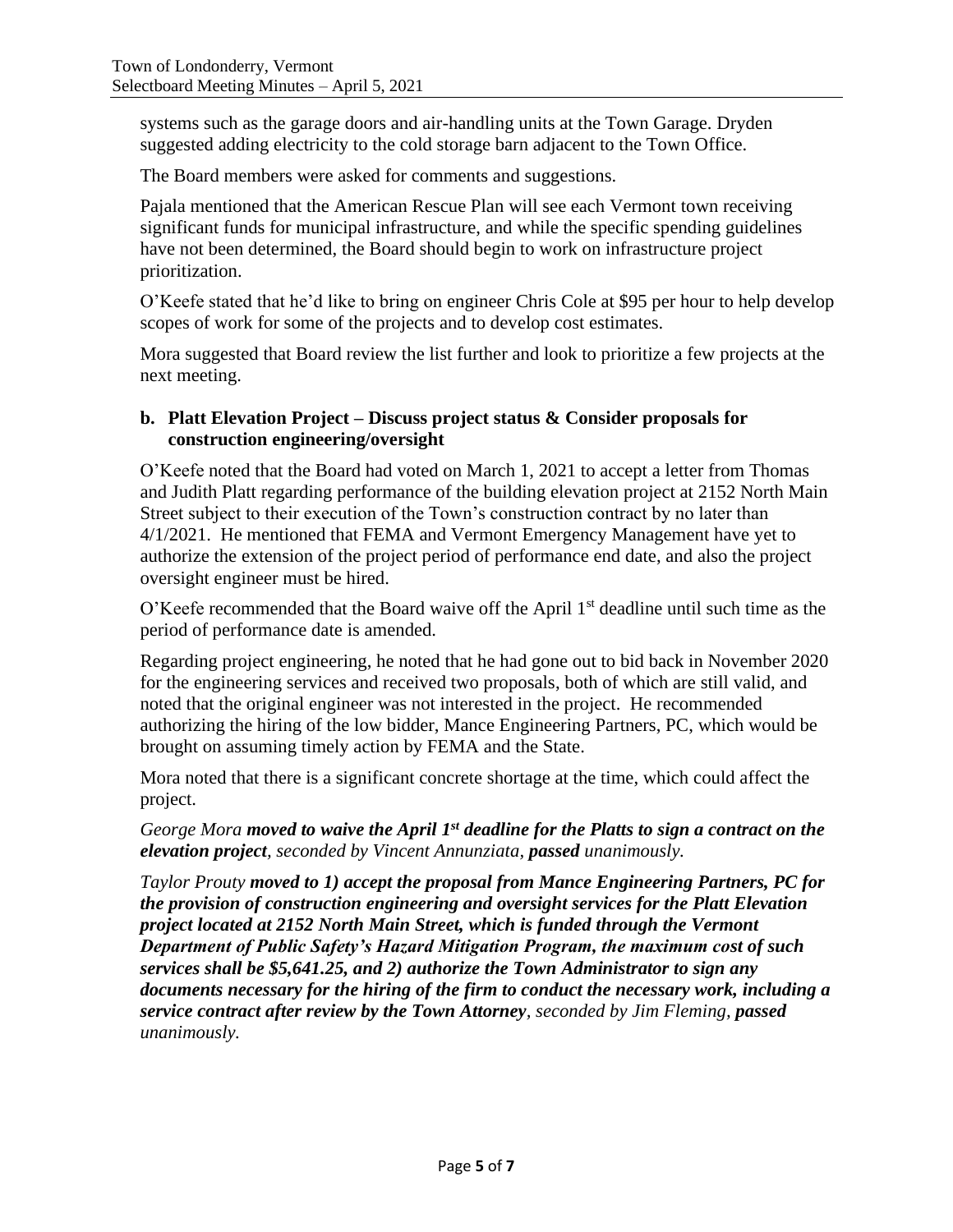systems such as the garage doors and air-handling units at the Town Garage. Dryden suggested adding electricity to the cold storage barn adjacent to the Town Office.

The Board members were asked for comments and suggestions.

Pajala mentioned that the American Rescue Plan will see each Vermont town receiving significant funds for municipal infrastructure, and while the specific spending guidelines have not been determined, the Board should begin to work on infrastructure project prioritization.

O'Keefe stated that he'd like to bring on engineer Chris Cole at $95 per hour to help develop scopes of work for some of the projects and to develop cost estimates.

Mora suggested that Board review the list further and look to prioritize a few projects at the next meeting.

**b. Platt Elevation Project – Discuss project status & Consider proposals for construction engineering/oversight**

O'Keefe noted that the Board had voted on March 1, 2021 to accept a letter from Thomas and Judith Platt regarding performance of the building elevation project at 2152 North Main Street subject to their execution of the Town's construction contract by no later than 4/1/2021. He mentioned that FEMA and Vermont Emergency Management have yet to authorize the extension of the project period of performance end date, and also the project oversight engineer must be hired.

O'Keefe recommended that the Board waive off the April 1st deadline until such time as the period of performance date is amended.

Regarding project engineering, he noted that he had gone out to bid back in November 2020 for the engineering services and received two proposals, both of which are still valid, and noted that the original engineer was not interested in the project. He recommended authorizing the hiring of the low bidder, Mance Engineering Partners, PC, which would be brought on assuming timely action by FEMA and the State.

Mora noted that there is a significant concrete shortage at the time, which could affect the project.

*George Mora **moved to waive the April 1st deadline for the Platts to sign a contract on the elevation project**, seconded by Vincent Annunziata, **passed** unanimously.*

*Taylor Prouty **moved to 1) accept the proposal from Mance Engineering Partners, PC for the provision of construction engineering and oversight services for the Platt Elevation project located at 2152 North Main Street, which is funded through the Vermont Department of Public Safety's Hazard Mitigation Program, the maximum cost of such services shall be $5,641.25, and 2) authorize the Town Administrator to sign any documents necessary for the hiring of the firm to conduct the necessary work, including a service contract after review by the Town Attorney**, seconded by Jim Fleming, **passed** unanimously.*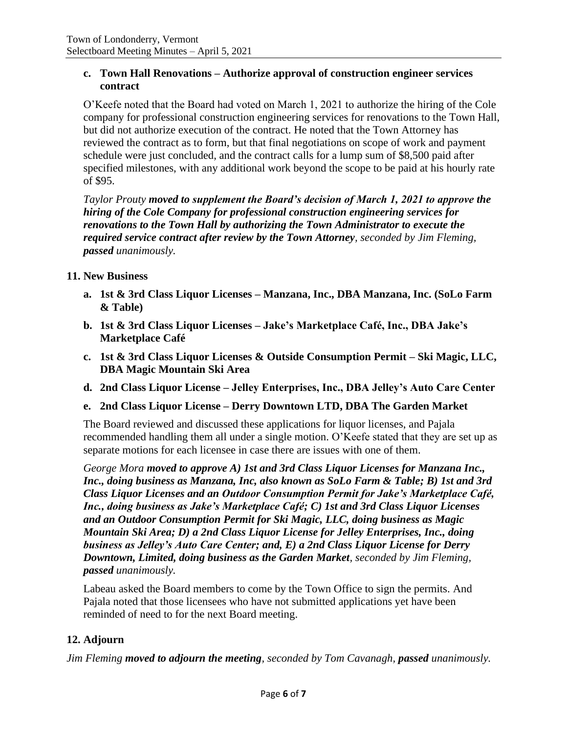**c. Town Hall Renovations – Authorize approval of construction engineer services contract**

O'Keefe noted that the Board had voted on March 1, 2021 to authorize the hiring of the Cole company for professional construction engineering services for renovations to the Town Hall, but did not authorize execution of the contract. He noted that the Town Attorney has reviewed the contract as to form, but that final negotiations on scope of work and payment schedule were just concluded, and the contract calls for a lump sum of $8,500 paid after specified milestones, with any additional work beyond the scope to be paid at his hourly rate of $95.

*Taylor Prouty* ***moved to supplement the Board's decision of March 1, 2021 to approve the hiring of the Cole Company for professional construction engineering services for renovations to the Town Hall by authorizing the Town Administrator to execute the required service contract after review by the Town Attorney****, seconded by Jim Fleming,* ***passed*** *unanimously.*

## 11. New Business

**a. 1st & 3rd Class Liquor Licenses – Manzana, Inc., DBA Manzana, Inc. (SoLo Farm & Table)**

**b. 1st & 3rd Class Liquor Licenses – Jake's Marketplace Café, Inc., DBA Jake's Marketplace Café**

**c. 1st & 3rd Class Liquor Licenses & Outside Consumption Permit – Ski Magic, LLC, DBA Magic Mountain Ski Area**

**d. 2nd Class Liquor License – Jelley Enterprises, Inc., DBA Jelley's Auto Care Center**

**e. 2nd Class Liquor License – Derry Downtown LTD, DBA The Garden Market**

The Board reviewed and discussed these applications for liquor licenses, and Pajala recommended handling them all under a single motion. O'Keefe stated that they are set up as separate motions for each licensee in case there are issues with one of them.

*George Mora* ***moved to approve A) 1st and 3rd Class Liquor Licenses for Manzana Inc., Inc., doing business as Manzana, Inc, also known as SoLo Farm & Table; B) 1st and 3rd Class Liquor Licenses and an Outdoor Consumption Permit for Jake's Marketplace Café, Inc., doing business as Jake's Marketplace Café; C) 1st and 3rd Class Liquor Licenses and an Outdoor Consumption Permit for Ski Magic, LLC, doing business as Magic Mountain Ski Area; D) a 2nd Class Liquor License for Jelley Enterprises, Inc., doing business as Jelley's Auto Care Center; and, E) a 2nd Class Liquor License for Derry Downtown, Limited, doing business as the Garden Market****, seconded by Jim Fleming,* ***passed*** *unanimously.*

Labeau asked the Board members to come by the Town Office to sign the permits. And Pajala noted that those licensees who have not submitted applications yet have been reminded of need to for the next Board meeting.

## 12. Adjourn

*Jim Fleming* ***moved to adjourn the meeting****, seconded by Tom Cavanagh,* ***passed*** *unanimously.*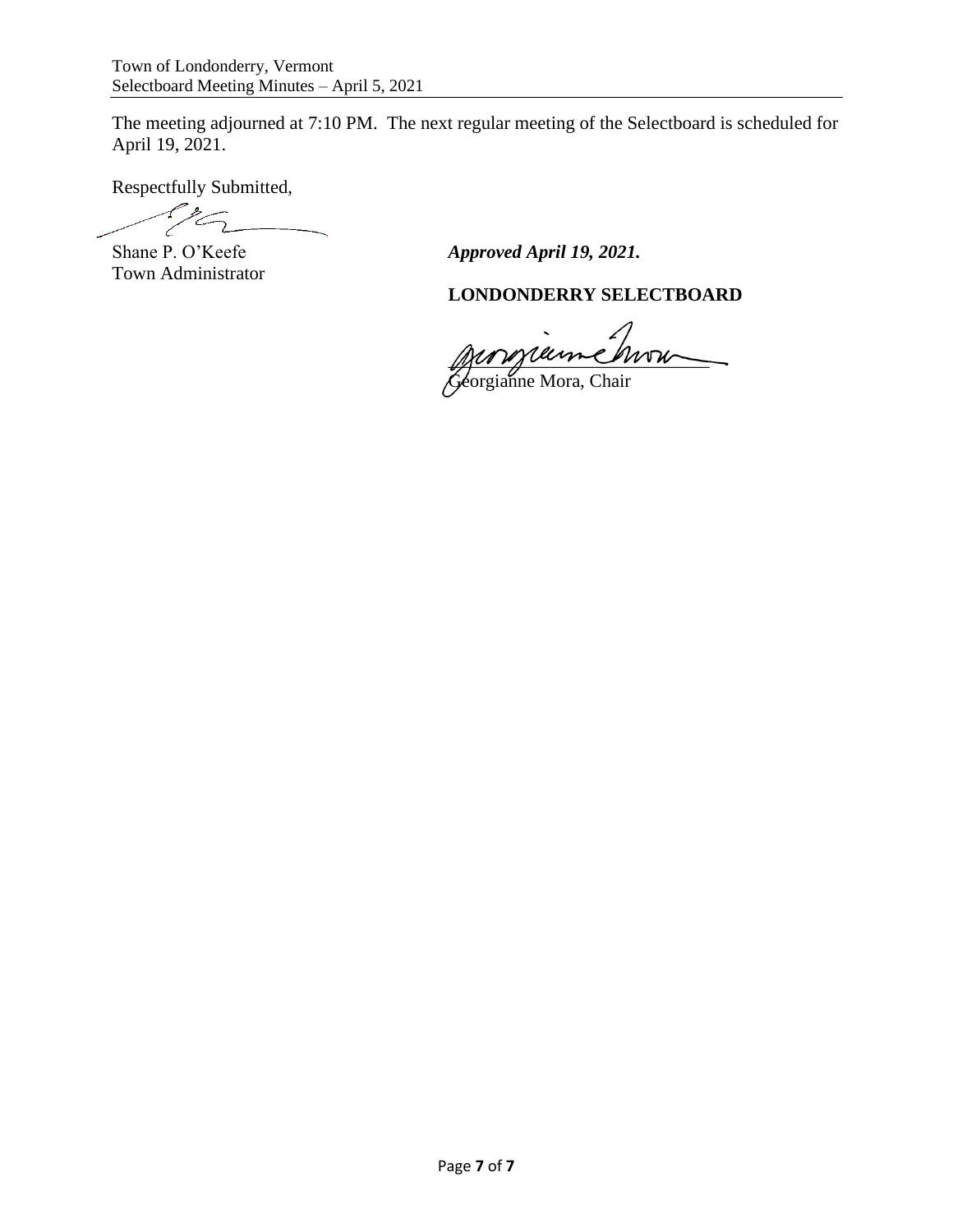The meeting adjourned at 7:10 PM. The next regular meeting of the Selectboard is scheduled for April 19, 2021.

Respectfully Submitted,

Shane P. O'Keefe
Town Administrator

***Approved April 19, 2021.***

**LONDONDERRY SELECTBOARD**

Georgianne Mora, Chair